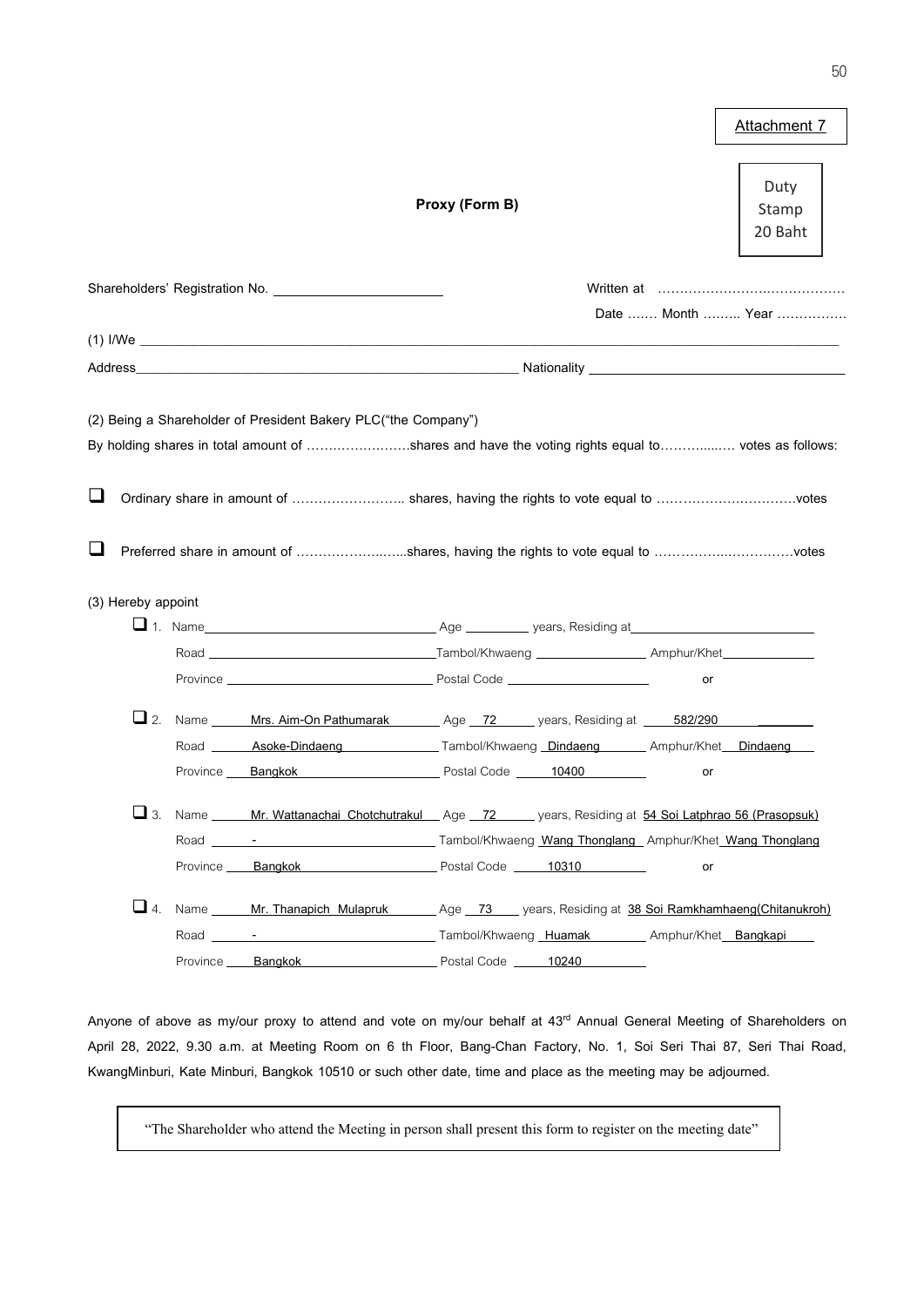Attachment 7

Duty Stamp 20 Baht

**Proxy (Form B)**

Shareholders' Registration No. ______________________

Written at ……………………………………

Date ……. Month ……… Year …………….

(1) I/We ____________________________________________________________________________________________

Address______________________________________________________ Nationality ___________________________________

(2) Being a Shareholder of President Bakery PLC("the Company")

By holding shares in total amount of ……………………shares and have the voting rights equal to…………..…. votes as follows:

❑ Ordinary share in amount of …………………….. shares, having the rights to vote equal to ………………………….votes

❑ Preferred share in amount of …………………..…..shares, having the rights to vote equal to ……………..…………….votes

(3) Hereby appoint

❑ 1. Name_________________________________ Age _________ years, Residing at___________________________
Road _________________________________Tambol/Khwaeng ________________ Amphur/Khet_____________
Province ______________________________ Postal Code ____________________ or

❑ 2. Name Mrs. Aim-On Pathumarak Age 72 years, Residing at 582/290
Road Asoke-Dindaeng Tambol/Khwaeng Dindaeng Amphur/Khet Dindaeng
Province Bangkok Postal Code 10400 or

❑ 3. Name Mr. Wattanachai Chotchutrakul Age 72 years, Residing at 54 Soi Latphrao 56 (Prasopsuk)
Road - Tambol/Khwaeng Wang Thonglang Amphur/Khet Wang Thonglang
Province Bangkok Postal Code 10310 or

❑ 4. Name Mr. Thanapich Mulapruk Age 73 years, Residing at 38 Soi Ramkhamhaeng(Chitanukroh)
Road - Tambol/Khwaeng Huamak Amphur/Khet Bangkapi
Province Bangkok Postal Code 10240

Anyone of above as my/our proxy to attend and vote on my/our behalf at 43rd Annual General Meeting of Shareholders on April 28, 2022, 9.30 a.m. at Meeting Room on 6 th Floor, Bang-Chan Factory, No. 1, Soi Seri Thai 87, Seri Thai Road, KwangMinburi, Kate Minburi, Bangkok 10510 or such other date, time and place as the meeting may be adjourned.

"The Shareholder who attend the Meeting in person shall present this form to register on the meeting date"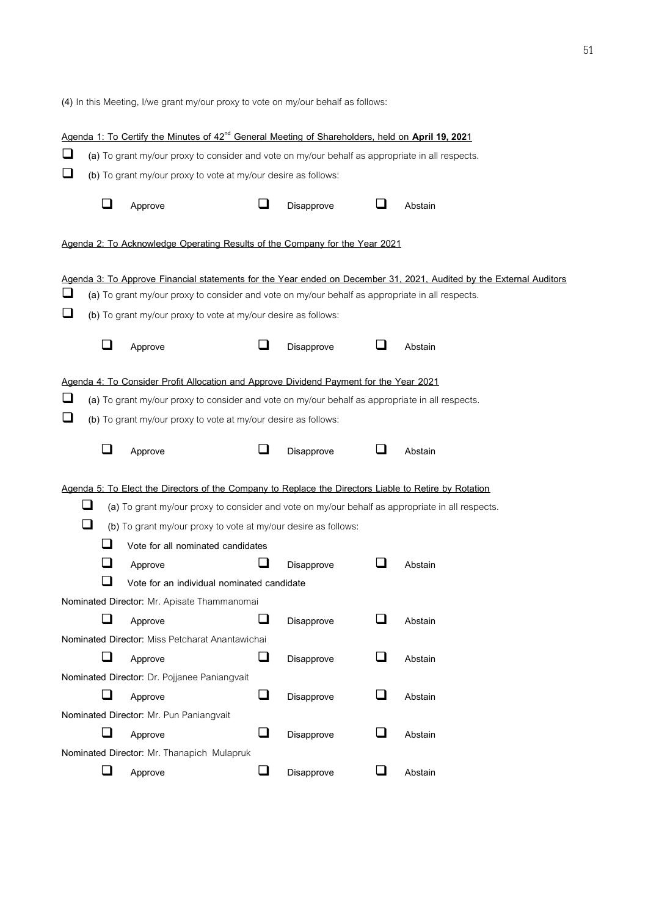(4) In this Meeting, I/we grant my/our proxy to vote on my/our behalf as follows:

Agenda 1: To Certify the Minutes of 42nd General Meeting of Shareholders, held on **April 19, 2021**

☐ (a) To grant my/our proxy to consider and vote on my/our behalf as appropriate in all respects.

☐ (b) To grant my/our proxy to vote at my/our desire as follows:

☐ Approve ☐ Disapprove ☐ Abstain

Agenda 2: To Acknowledge Operating Results of the Company for the Year 2021

Agenda 3: To Approve Financial statements for the Year ended on December 31, 2021, Audited by the External Auditors

☐ (a) To grant my/our proxy to consider and vote on my/our behalf as appropriate in all respects.

☐ (b) To grant my/our proxy to vote at my/our desire as follows:

☐ Approve ☐ Disapprove ☐ Abstain

Agenda 4: To Consider Profit Allocation and Approve Dividend Payment for the Year 2021

☐ (a) To grant my/our proxy to consider and vote on my/our behalf as appropriate in all respects.

☐ (b) To grant my/our proxy to vote at my/our desire as follows:

☐ Approve ☐ Disapprove ☐ Abstain

Agenda 5: To Elect the Directors of the Company to Replace the Directors Liable to Retire by Rotation

☐ (a) To grant my/our proxy to consider and vote on my/our behalf as appropriate in all respects.

☐ (b) To grant my/our proxy to vote at my/our desire as follows:

☐ Vote for all nominated candidates

☐ Approve ☐ Disapprove ☐ Abstain

☐ Vote for an individual nominated candidate

Nominated Director: Mr. Apisate Thammanomai

☐ Approve ☐ Disapprove ☐ Abstain

Nominated Director: Miss Petcharat Anantawichai

☐ Approve ☐ Disapprove ☐ Abstain

Nominated Director: Dr. Pojjanee Paniangvait

☐ Approve ☐ Disapprove ☐ Abstain

Nominated Director: Mr. Pun Paniangvait

☐ Approve ☐ Disapprove ☐ Abstain

Nominated Director: Mr. Thanapich Mulapruk

☐ Approve ☐ Disapprove ☐ Abstain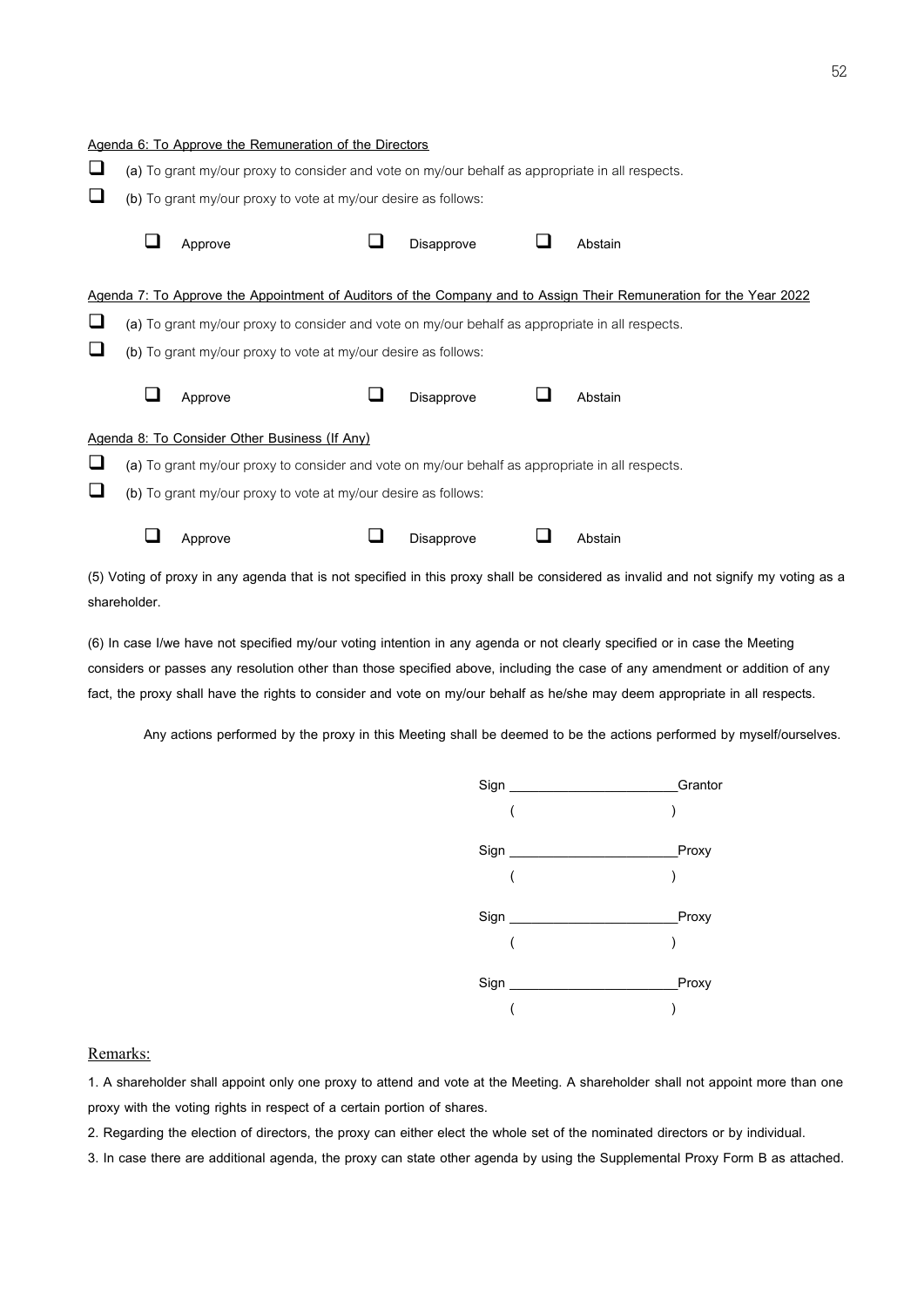Agenda 6: To Approve the Remuneration of the Directors

☐ (a) To grant my/our proxy to consider and vote on my/our behalf as appropriate in all respects.

☐ (b) To grant my/our proxy to vote at my/our desire as follows:

☐ Approve ☐ Disapprove ☐ Abstain

Agenda 7: To Approve the Appointment of Auditors of the Company and to Assign Their Remuneration for the Year 2022

☐ (a) To grant my/our proxy to consider and vote on my/our behalf as appropriate in all respects.

☐ (b) To grant my/our proxy to vote at my/our desire as follows:

☐ Approve ☐ Disapprove ☐ Abstain

Agenda 8: To Consider Other Business (If Any)

☐ (a) To grant my/our proxy to consider and vote on my/our behalf as appropriate in all respects.

☐ (b) To grant my/our proxy to vote at my/our desire as follows:

☐ Approve ☐ Disapprove ☐ Abstain

(5) Voting of proxy in any agenda that is not specified in this proxy shall be considered as invalid and not signify my voting as a shareholder.

(6) In case I/we have not specified my/our voting intention in any agenda or not clearly specified or in case the Meeting considers or passes any resolution other than those specified above, including the case of any amendment or addition of any fact, the proxy shall have the rights to consider and vote on my/our behalf as he/she may deem appropriate in all respects.

Any actions performed by the proxy in this Meeting shall be deemed to be the actions performed by myself/ourselves.

Sign ______________________ Grantor
( )

Sign ______________________ Proxy
( )

Sign ______________________ Proxy
( )

Sign ______________________ Proxy
( )

Remarks:

1. A shareholder shall appoint only one proxy to attend and vote at the Meeting. A shareholder shall not appoint more than one proxy with the voting rights in respect of a certain portion of shares.
2. Regarding the election of directors, the proxy can either elect the whole set of the nominated directors or by individual.
3. In case there are additional agenda, the proxy can state other agenda by using the Supplemental Proxy Form B as attached.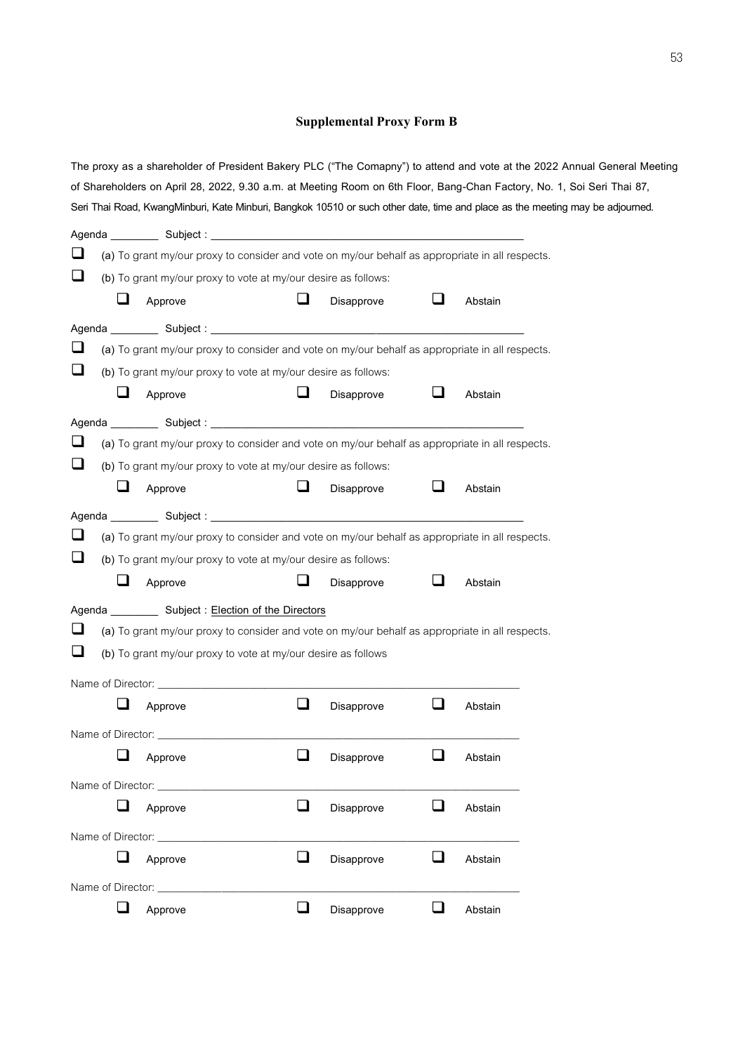# Supplemental Proxy Form B

The proxy as a shareholder of President Bakery PLC ("The Comapny") to attend and vote at the 2022 Annual General Meeting of Shareholders on April 28, 2022, 9.30 a.m. at Meeting Room on 6th Floor, Bang-Chan Factory, No. 1, Soi Seri Thai 87, Seri Thai Road, KwangMinburi, Kate Minburi, Bangkok 10510 or such other date, time and place as the meeting may be adjourned.

Agenda ________ Subject : ______________________________________________________

☐ (a) To grant my/our proxy to consider and vote on my/our behalf as appropriate in all respects.

☐ (b) To grant my/our proxy to vote at my/our desire as follows:

☐ Approve ☐ Disapprove ☐ Abstain

Agenda ________ Subject : ______________________________________________________

☐ (a) To grant my/our proxy to consider and vote on my/our behalf as appropriate in all respects.

☐ (b) To grant my/our proxy to vote at my/our desire as follows:

☐ Approve ☐ Disapprove ☐ Abstain

Agenda ________ Subject : ______________________________________________________

☐ (a) To grant my/our proxy to consider and vote on my/our behalf as appropriate in all respects.

☐ (b) To grant my/our proxy to vote at my/our desire as follows:

☐ Approve ☐ Disapprove ☐ Abstain

Agenda ________ Subject : ______________________________________________________

☐ (a) To grant my/our proxy to consider and vote on my/our behalf as appropriate in all respects.

☐ (b) To grant my/our proxy to vote at my/our desire as follows:

☐ Approve ☐ Disapprove ☐ Abstain

Agenda ________ Subject : Election of the Directors

☐ (a) To grant my/our proxy to consider and vote on my/our behalf as appropriate in all respects.

☐ (b) To grant my/our proxy to vote at my/our desire as follows

Name of Director: ______________________________________________________

☐ Approve ☐ Disapprove ☐ Abstain

Name of Director: ______________________________________________________

☐ Approve ☐ Disapprove ☐ Abstain

Name of Director: ______________________________________________________

☐ Approve ☐ Disapprove ☐ Abstain

Name of Director: ______________________________________________________

☐ Approve ☐ Disapprove ☐ Abstain

Name of Director: ______________________________________________________

☐ Approve ☐ Disapprove ☐ Abstain